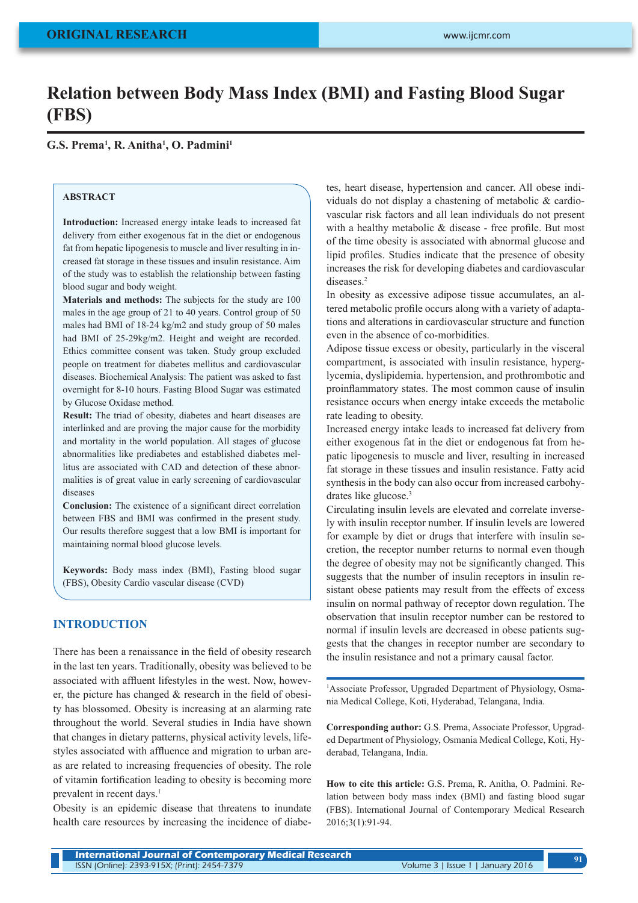ORIGINAL RESEARCH

# Relation between Body Mass Index (BMI) and Fasting Blood Sugar (FBS)

**G.S. Prema[1], R. Anitha[1], O. Padmini[1]**

## ABSTRACT

**Introduction:** Increased energy intake leads to increased fat delivery from either exogenous fat in the diet or endogenous fat from hepatic lipogenesis to muscle and liver resulting in increased fat storage in these tissues and insulin resistance. Aim of the study was to establish the relationship between fasting blood sugar and body weight.

**Materials and methods:** The subjects for the study are 100 males in the age group of 21 to 40 years. Control group of 50 males had BMI of 18-24 kg/m2 and study group of 50 males had BMI of 25-29kg/m2. Height and weight are recorded. Ethics committee consent was taken. Study group excluded people on treatment for diabetes mellitus and cardiovascular diseases. Biochemical Analysis: The patient was asked to fast overnight for 8-10 hours. Fasting Blood Sugar was estimated by Glucose Oxidase method.

**Result:** The triad of obesity, diabetes and heart diseases are interlinked and are proving the major cause for the morbidity and mortality in the world population. All stages of glucose abnormalities like prediabetes and established diabetes mellitus are associated with CAD and detection of these abnormalities is of great value in early screening of cardiovascular diseases

**Conclusion:** The existence of a significant direct correlation between FBS and BMI was confirmed in the present study. Our results therefore suggest that a low BMI is important for maintaining normal blood glucose levels.

**Keywords:** Body mass index (BMI), Fasting blood sugar (FBS), Obesity Cardio vascular disease (CVD)

## INTRODUCTION

There has been a renaissance in the field of obesity research in the last ten years. Traditionally, obesity was believed to be associated with affluent lifestyles in the west. Now, however, the picture has changed & research in the field of obesity has blossomed. Obesity is increasing at an alarming rate throughout the world. Several studies in India have shown that changes in dietary patterns, physical activity levels, lifestyles associated with affluence and migration to urban areas are related to increasing frequencies of obesity. The role of vitamin fortification leading to obesity is becoming more prevalent in recent days.[1]

Obesity is an epidemic disease that threatens to inundate health care resources by increasing the incidence of diabetes, heart disease, hypertension and cancer. All obese individuals do not display a chastening of metabolic & cardiovascular risk factors and all lean individuals do not present with a healthy metabolic & disease - free profile. But most of the time obesity is associated with abnormal glucose and lipid profiles. Studies indicate that the presence of obesity increases the risk for developing diabetes and cardiovascular diseases.[2]

In obesity as excessive adipose tissue accumulates, an altered metabolic profile occurs along with a variety of adaptations and alterations in cardiovascular structure and function even in the absence of co-morbidities.

Adipose tissue excess or obesity, particularly in the visceral compartment, is associated with insulin resistance, hyperglycemia, dyslipidemia. hypertension, and prothrombotic and proinflammatory states. The most common cause of insulin resistance occurs when energy intake exceeds the metabolic rate leading to obesity.

Increased energy intake leads to increased fat delivery from either exogenous fat in the diet or endogenous fat from hepatic lipogenesis to muscle and liver, resulting in increased fat storage in these tissues and insulin resistance. Fatty acid synthesis in the body can also occur from increased carbohydrates like glucose.[3]

Circulating insulin levels are elevated and correlate inversely with insulin receptor number. If insulin levels are lowered for example by diet or drugs that interfere with insulin secretion, the receptor number returns to normal even though the degree of obesity may not be significantly changed. This suggests that the number of insulin receptors in insulin resistant obese patients may result from the effects of excess insulin on normal pathway of receptor down regulation. The observation that insulin receptor number can be restored to normal if insulin levels are decreased in obese patients suggests that the changes in receptor number are secondary to the insulin resistance and not a primary causal factor.

[1]Associate Professor, Upgraded Department of Physiology, Osmania Medical College, Koti, Hyderabad, Telangana, India.

**Corresponding author:** G.S. Prema, Associate Professor, Upgraded Department of Physiology, Osmania Medical College, Koti, Hyderabad, Telangana, India.

**How to cite this article:** G.S. Prema, R. Anitha, O. Padmini. Relation between body mass index (BMI) and fasting blood sugar (FBS). International Journal of Contemporary Medical Research 2016;3(1):91-94.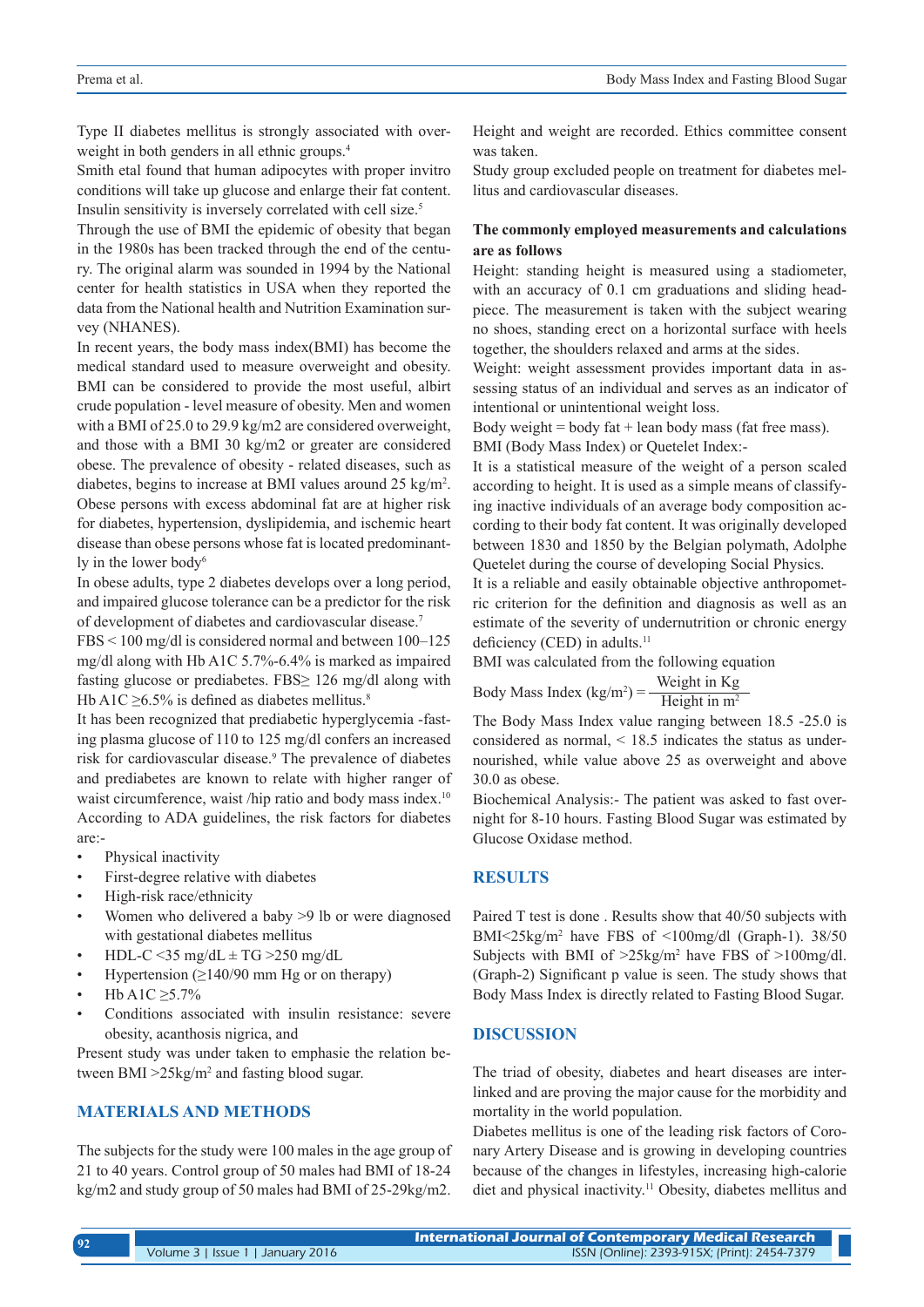Type II diabetes mellitus is strongly associated with overweight in both genders in all ethnic groups.[4]

Smith etal found that human adipocytes with proper invitro conditions will take up glucose and enlarge their fat content. Insulin sensitivity is inversely correlated with cell size.[5]

Through the use of BMI the epidemic of obesity that began in the 1980s has been tracked through the end of the century. The original alarm was sounded in 1994 by the National center for health statistics in USA when they reported the data from the National health and Nutrition Examination survey (NHANES).

In recent years, the body mass index(BMI) has become the medical standard used to measure overweight and obesity. BMI can be considered to provide the most useful, albirt crude population - level measure of obesity. Men and women with a BMI of 25.0 to 29.9 kg/m2 are considered overweight, and those with a BMI 30 kg/m2 or greater are considered obese. The prevalence of obesity - related diseases, such as diabetes, begins to increase at BMI values around 25 kg/$m^2$. Obese persons with excess abdominal fat are at higher risk for diabetes, hypertension, dyslipidemia, and ischemic heart disease than obese persons whose fat is located predominantly in the lower body[6]

In obese adults, type 2 diabetes develops over a long period, and impaired glucose tolerance can be a predictor for the risk of development of diabetes and cardiovascular disease.[7]

FBS < 100 mg/dl is considered normal and between 100–125 mg/dl along with Hb A1C 5.7%-6.4% is marked as impaired fasting glucose or prediabetes. FBS≥ 126 mg/dl along with Hb A1C ≥6.5% is defined as diabetes mellitus.[8]

It has been recognized that prediabetic hyperglycemia -fasting plasma glucose of 110 to 125 mg/dl confers an increased risk for cardiovascular disease.[9] The prevalence of diabetes and prediabetes are known to relate with higher ranger of waist circumference, waist /hip ratio and body mass index.[10]

According to ADA guidelines, the risk factors for diabetes are:-

- Physical inactivity
- First-degree relative with diabetes
- High-risk race/ethnicity
- Women who delivered a baby >9 lb or were diagnosed with gestational diabetes mellitus
- HDL-C <35 mg/dL ± TG >250 mg/dL
- Hypertension (≥140/90 mm Hg or on therapy)
- Hb A1C ≥5.7%
- Conditions associated with insulin resistance: severe obesity, acanthosis nigrica, and

Present study was under taken to emphasie the relation between BMI >25kg/$m^2$ and fasting blood sugar.

## MATERIALS AND METHODS

The subjects for the study were 100 males in the age group of 21 to 40 years. Control group of 50 males had BMI of 18-24 kg/m2 and study group of 50 males had BMI of 25-29kg/m2. Height and weight are recorded. Ethics committee consent was taken.

Study group excluded people on treatment for diabetes mellitus and cardiovascular diseases.

**The commonly employed measurements and calculations are as follows**

Height: standing height is measured using a stadiometer, with an accuracy of 0.1 cm graduations and sliding headpiece. The measurement is taken with the subject wearing no shoes, standing erect on a horizontal surface with heels together, the shoulders relaxed and arms at the sides.

Weight: weight assessment provides important data in assessing status of an individual and serves as an indicator of intentional or unintentional weight loss.

Body weight = body fat + lean body mass (fat free mass).

BMI (Body Mass Index) or Quetelet Index:-

It is a statistical measure of the weight of a person scaled according to height. It is used as a simple means of classifying inactive individuals of an average body composition according to their body fat content. It was originally developed between 1830 and 1850 by the Belgian polymath, Adolphe Quetelet during the course of developing Social Physics.

It is a reliable and easily obtainable objective anthropometric criterion for the definition and diagnosis as well as an estimate of the severity of undernutrition or chronic energy deficiency (CED) in adults.[11]

BMI was calculated from the following equation

$$\text{Body Mass Index (kg/m}^2) = \frac{\text{Weight in Kg}}{\text{Height in m}^2}$$

The Body Mass Index value ranging between 18.5 -25.0 is considered as normal, < 18.5 indicates the status as undernourished, while value above 25 as overweight and above 30.0 as obese.

Biochemical Analysis:- The patient was asked to fast overnight for 8-10 hours. Fasting Blood Sugar was estimated by Glucose Oxidase method.

## RESULTS

Paired T test is done . Results show that 40/50 subjects with BMI<25kg/$m^2$ have FBS of <100mg/dl (Graph-1). 38/50 Subjects with BMI of >25kg/$m^2$ have FBS of >100mg/dl. (Graph-2) Significant p value is seen. The study shows that Body Mass Index is directly related to Fasting Blood Sugar.

## DISCUSSION

The triad of obesity, diabetes and heart diseases are interlinked and are proving the major cause for the morbidity and mortality in the world population.

Diabetes mellitus is one of the leading risk factors of Coronary Artery Disease and is growing in developing countries because of the changes in lifestyles, increasing high-calorie diet and physical inactivity.[11] Obesity, diabetes mellitus and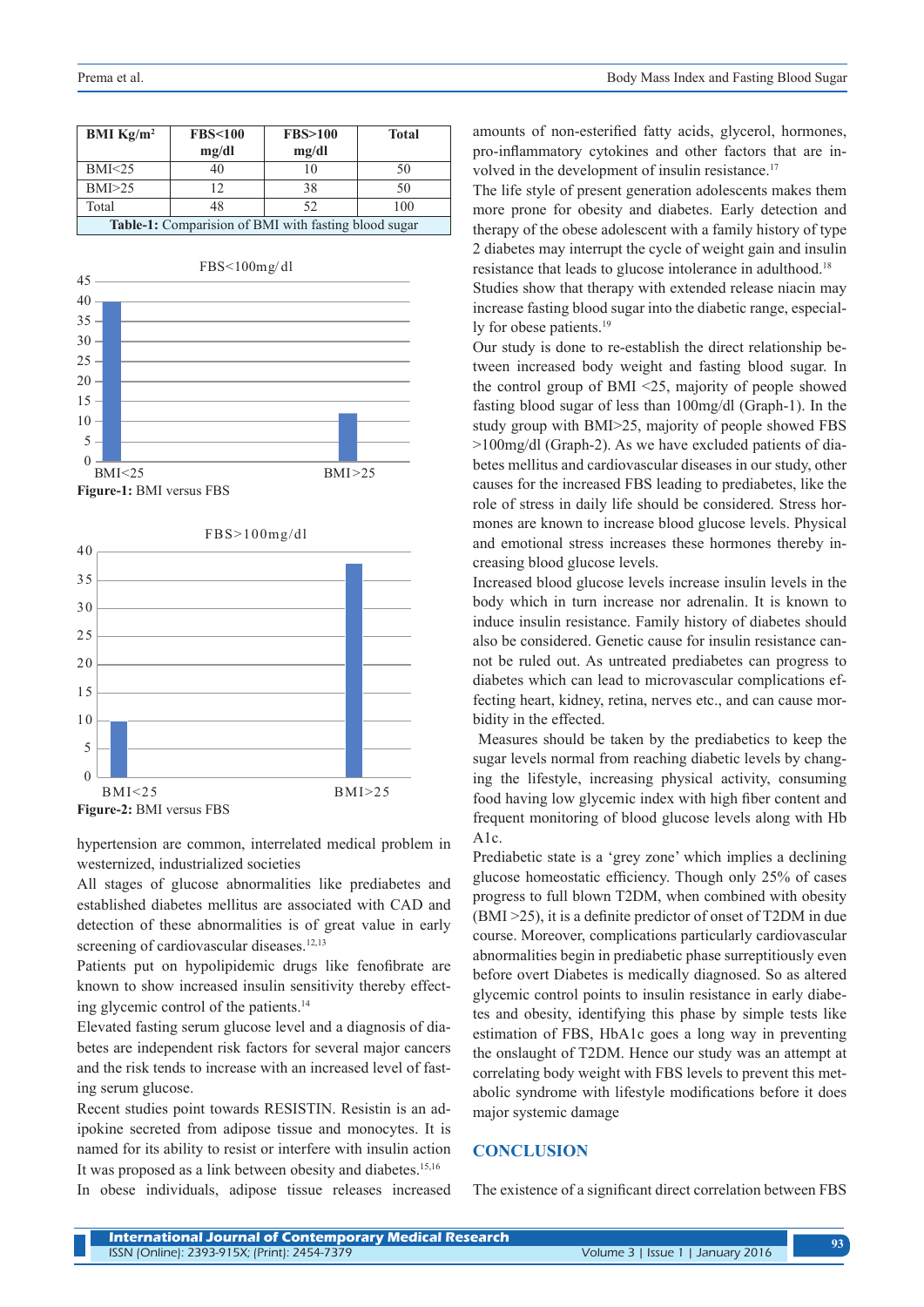| BMI Kg/m$^2$ | FBS<100 mg/dl | FBS>100 mg/dl | Total |
|---|---|---|---|
| BMI<25 | 40 | 10 | 50 |
| BMI>25 | 12 | 38 | 50 |
| Total | 48 | 52 | 100 |

**Table-1:** Comparision of BMI with fasting blood sugar

**Figure-1:** BMI versus FBS

**Figure-2:** BMI versus FBS

hypertension are common, interrelated medical problem in westernized, industrialized societies

All stages of glucose abnormalities like prediabetes and established diabetes mellitus are associated with CAD and detection of these abnormalities is of great value in early screening of cardiovascular diseases.[12,13]

Patients put on hypolipidemic drugs like fenofibrate are known to show increased insulin sensitivity thereby effecting glycemic control of the patients.[14]

Elevated fasting serum glucose level and a diagnosis of diabetes are independent risk factors for several major cancers and the risk tends to increase with an increased level of fasting serum glucose.

Recent studies point towards RESISTIN. Resistin is an adipokine secreted from adipose tissue and monocytes. It is named for its ability to resist or interfere with insulin action It was proposed as a link between obesity and diabetes.[15,16]

In obese individuals, adipose tissue releases increased amounts of non-esterified fatty acids, glycerol, hormones, pro-inflammatory cytokines and other factors that are involved in the development of insulin resistance.[17]

The life style of present generation adolescents makes them more prone for obesity and diabetes. Early detection and therapy of the obese adolescent with a family history of type 2 diabetes may interrupt the cycle of weight gain and insulin resistance that leads to glucose intolerance in adulthood.[18]

Studies show that therapy with extended release niacin may increase fasting blood sugar into the diabetic range, especially for obese patients.[19]

Our study is done to re-establish the direct relationship between increased body weight and fasting blood sugar. In the control group of BMI <25, majority of people showed fasting blood sugar of less than 100mg/dl (Graph-1). In the study group with BMI>25, majority of people showed FBS >100mg/dl (Graph-2). As we have excluded patients of diabetes mellitus and cardiovascular diseases in our study, other causes for the increased FBS leading to prediabetes, like the role of stress in daily life should be considered. Stress hormones are known to increase blood glucose levels. Physical and emotional stress increases these hormones thereby increasing blood glucose levels.

Increased blood glucose levels increase insulin levels in the body which in turn increase nor adrenalin. It is known to induce insulin resistance. Family history of diabetes should also be considered. Genetic cause for insulin resistance cannot be ruled out. As untreated prediabetes can progress to diabetes which can lead to microvascular complications effecting heart, kidney, retina, nerves etc., and can cause morbidity in the effected.

Measures should be taken by the prediabetics to keep the sugar levels normal from reaching diabetic levels by changing the lifestyle, increasing physical activity, consuming food having low glycemic index with high fiber content and frequent monitoring of blood glucose levels along with Hb A1c.

Prediabetic state is a 'grey zone' which implies a declining glucose homeostatic efficiency. Though only 25% of cases progress to full blown T2DM, when combined with obesity (BMI >25), it is a definite predictor of onset of T2DM in due course. Moreover, complications particularly cardiovascular abnormalities begin in prediabetic phase surreptitiously even before overt Diabetes is medically diagnosed. So as altered glycemic control points to insulin resistance in early diabetes and obesity, identifying this phase by simple tests like estimation of FBS, HbA1c goes a long way in preventing the onslaught of T2DM. Hence our study was an attempt at correlating body weight with FBS levels to prevent this metabolic syndrome with lifestyle modifications before it does major systemic damage

## CONCLUSION

The existence of a significant direct correlation between FBS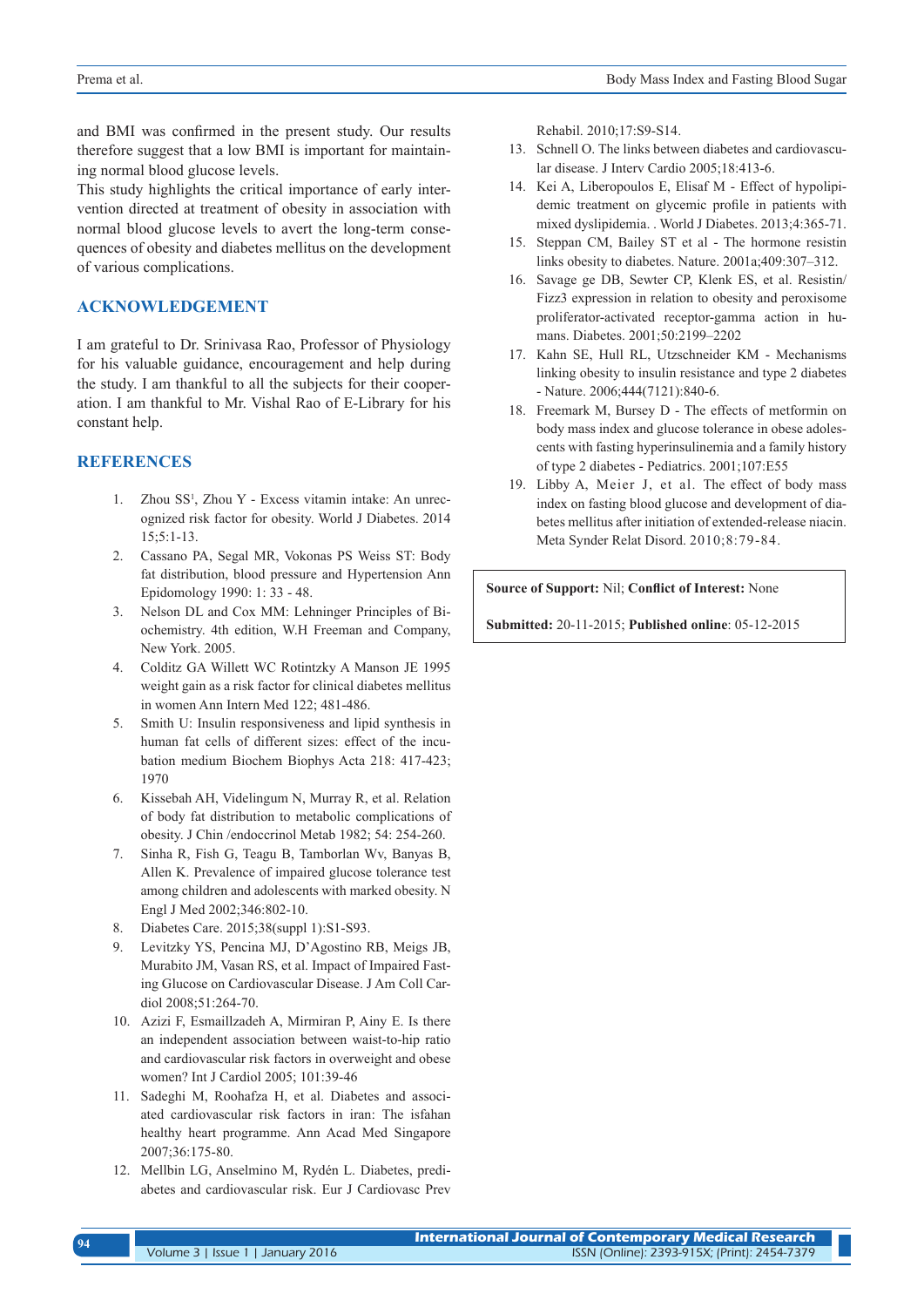and BMI was confirmed in the present study. Our results therefore suggest that a low BMI is important for maintaining normal blood glucose levels.

This study highlights the critical importance of early intervention directed at treatment of obesity in association with normal blood glucose levels to avert the long-term consequences of obesity and diabetes mellitus on the development of various complications.

## ACKNOWLEDGEMENT

I am grateful to Dr. Srinivasa Rao, Professor of Physiology for his valuable guidance, encouragement and help during the study. I am thankful to all the subjects for their cooperation. I am thankful to Mr. Vishal Rao of E-Library for his constant help.

## REFERENCES

1. Zhou SS[1], Zhou Y - Excess vitamin intake: An unrecognized risk factor for obesity. World J Diabetes. 2014 15;5:1-13.
2. Cassano PA, Segal MR, Vokonas PS Weiss ST: Body fat distribution, blood pressure and Hypertension Ann Epidomology 1990: 1: 33 - 48.
3. Nelson DL and Cox MM: Lehninger Principles of Biochemistry. 4th edition, W.H Freeman and Company, New York. 2005.
4. Colditz GA Willett WC Rotintzky A Manson JE 1995 weight gain as a risk factor for clinical diabetes mellitus in women Ann Intern Med 122; 481-486.
5. Smith U: Insulin responsiveness and lipid synthesis in human fat cells of different sizes: effect of the incubation medium Biochem Biophys Acta 218: 417-423; 1970
6. Kissebah AH, Videlingum N, Murray R, et al. Relation of body fat distribution to metabolic complications of obesity. J Chin /endoccrinol Metab 1982; 54: 254-260.
7. Sinha R, Fish G, Teagu B, Tamborlan Wv, Banyas B, Allen K. Prevalence of impaired glucose tolerance test among children and adolescents with marked obesity. N Engl J Med 2002;346:802-10.
8. Diabetes Care. 2015;38(suppl 1):S1-S93.
9. Levitzky YS, Pencina MJ, D'Agostino RB, Meigs JB, Murabito JM, Vasan RS, et al. Impact of Impaired Fasting Glucose on Cardiovascular Disease. J Am Coll Cardiol 2008;51:264-70.
10. Azizi F, Esmaillzadeh A, Mirmiran P, Ainy E. Is there an independent association between waist-to-hip ratio and cardiovascular risk factors in overweight and obese women? Int J Cardiol 2005; 101:39-46
11. Sadeghi M, Roohafza H, et al. Diabetes and associated cardiovascular risk factors in iran: The isfahan healthy heart programme. Ann Acad Med Singapore 2007;36:175-80.
12. Mellbin LG, Anselmino M, Rydén L. Diabetes, prediabetes and cardiovascular risk. Eur J Cardiovasc Prev Rehabil. 2010;17:S9-S14.
13. Schnell O. The links between diabetes and cardiovascular disease. J Interv Cardio 2005;18:413-6.
14. Kei A, Liberopoulos E, Elisaf M - Effect of hypolipidemic treatment on glycemic profile in patients with mixed dyslipidemia. . World J Diabetes. 2013;4:365-71.
15. Steppan CM, Bailey ST et al - The hormone resistin links obesity to diabetes. Nature. 2001a;409:307–312.
16. Savage ge DB, Sewter CP, Klenk ES, et al. Resistin/ Fizz3 expression in relation to obesity and peroxisome proliferator-activated receptor-gamma action in humans. Diabetes. 2001;50:2199–2202
17. Kahn SE, Hull RL, Utzschneider KM - Mechanisms linking obesity to insulin resistance and type 2 diabetes - Nature. 2006;444(7121):840-6.
18. Freemark M, Bursey D - The effects of metformin on body mass index and glucose tolerance in obese adolescents with fasting hyperinsulinemia and a family history of type 2 diabetes - Pediatrics. 2001;107:E55
19. Libby A, Meier J, et al. The effect of body mass index on fasting blood glucose and development of diabetes mellitus after initiation of extended-release niacin. Meta Synder Relat Disord. 2010;8:79-84.

**Source of Support:** Nil; **Conflict of Interest:** None

**Submitted:** 20-11-2015; **Published online**: 05-12-2015